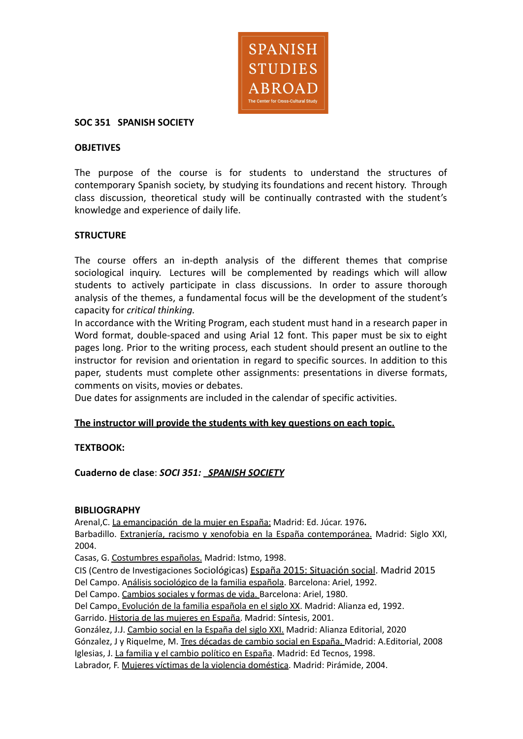SPANISH STUDIES ABROAD

The Center for Cross-Cultural Study

**SOC 351 SPANISH SOCIETY**

**OBJETIVES**

The purpose of the course is for students to understand the structures of contemporary Spanish society, by studying its foundations and recent history. Through class discussion, theoretical study will be continually contrasted with the student's knowledge and experience of daily life.

**STRUCTURE**

The course offers an in-depth analysis of the different themes that comprise sociological inquiry. Lectures will be complemented by readings which will allow students to actively participate in class discussions. In order to assure thorough analysis of the themes, a fundamental focus will be the development of the student's capacity for *critical thinking.*

In accordance with the Writing Program, each student must hand in a research paper in Word format, double-spaced and using Arial 12 font. This paper must be six to eight pages long. Prior to the writing process, each student should present an outline to the instructor for revision and orientation in regard to specific sources. In addition to this paper, students must complete other assignments: presentations in diverse formats, comments on visits, movies or debates.

Due dates for assignments are included in the calendar of specific activities.

**The instructor will provide the students with key questions on each topic.**

**TEXTBOOK:**

**Cuaderno de clase**: ***SOCI 351: SPANISH SOCIETY***

**BIBLIOGRAPHY**

Arenal,C. La emancipación de la mujer en España: Madrid: Ed. Júcar. 1976**.**

Barbadillo. Extranjería, racismo y xenofobia en la España contemporánea. Madrid: Siglo XXI, 2004.

Casas, G. Costumbres españolas. Madrid: Istmo, 1998.

CIS (Centro de Investigaciones Sociológicas) España 2015: Situación social. Madrid 2015

Del Campo. Análisis sociológico de la familia española. Barcelona: Ariel, 1992.

Del Campo. Cambios sociales y formas de vida. Barcelona: Ariel, 1980.

Del Campo. Evolución de la familia española en el siglo XX. Madrid: Alianza ed, 1992.

Garrido. Historia de las mujeres en España. Madrid: Síntesis, 2001.

González, J.J. Cambio social en la España del siglo XXI. Madrid: Alianza Editorial, 2020

Gónzalez, J y Riquelme, M. Tres décadas de cambio social en España. Madrid: A.Editorial, 2008

Iglesias, J. La familia y el cambio político en España. Madrid: Ed Tecnos, 1998.

Labrador, F. Mujeres víctimas de la violencia doméstica. Madrid: Pirámide, 2004.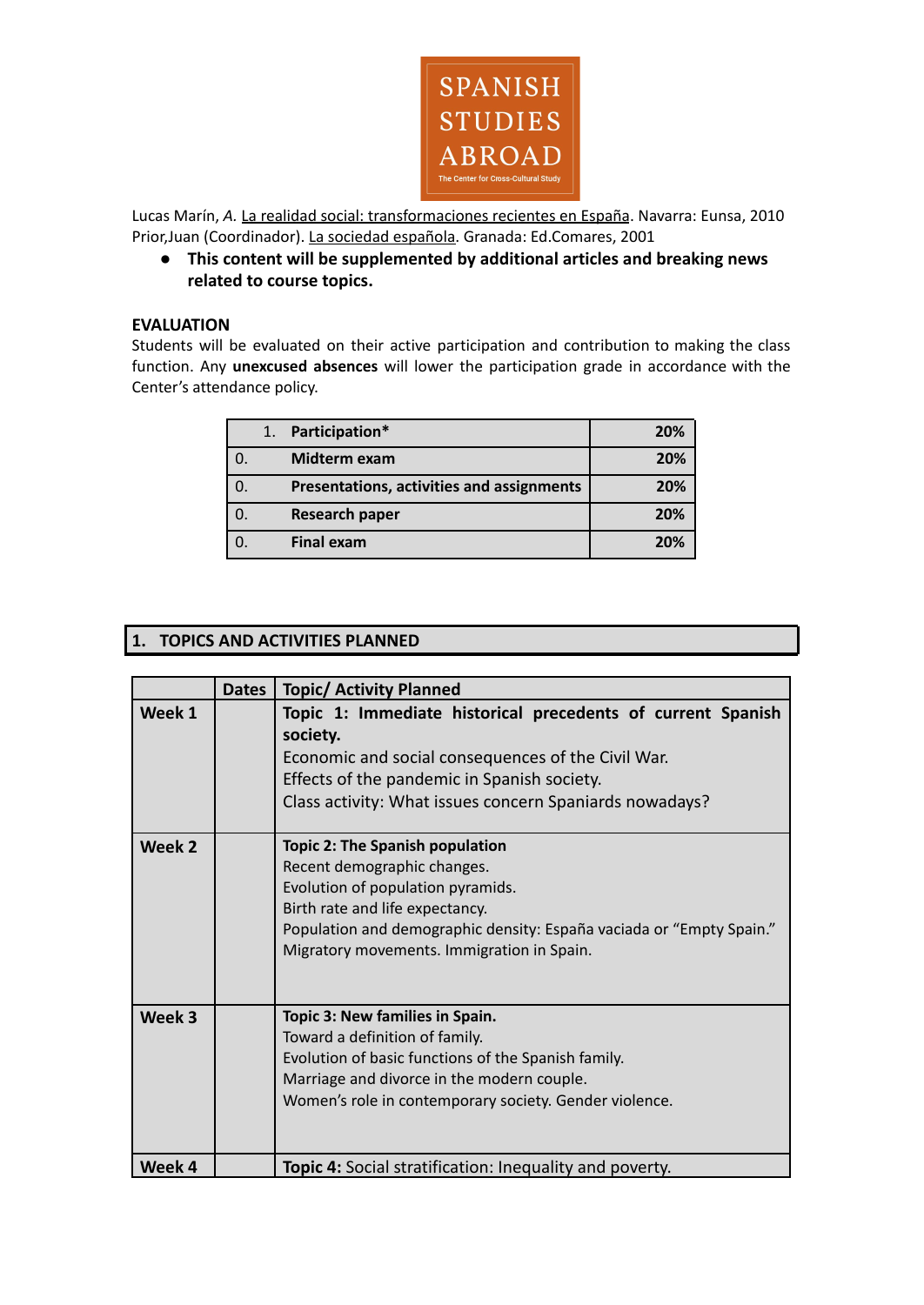Lucas Marín, *A.* La realidad social: transformaciones recientes en España. Navarra: Eunsa, 2010
Prior,Juan (Coordinador). La sociedad española. Granada: Ed.Comares, 2001

- **This content will be supplemented by additional articles and breaking news related to course topics.**

**EVALUATION**

Students will be evaluated on their active participation and contribution to making the class function. Any **unexcused absences** will lower the participation grade in accordance with the Center's attendance policy.

| | | |
|---|---|---|
| 1. | **Participation*** | **20%** |
| 0. | **Midterm exam** | **20%** |
| 0. | **Presentations, activities and assignments** | **20%** |
| 0. | **Research paper** | **20%** |
| 0. | **Final exam** | **20%** |

## 1. TOPICS AND ACTIVITIES PLANNED

| | Dates | Topic/ Activity Planned |
|---|---|---|
| **Week 1** | | **Topic 1: Immediate historical precedents of current Spanish society.**<br>Economic and social consequences of the Civil War.<br>Effects of the pandemic in Spanish society.<br>Class activity: What issues concern Spaniards nowadays? |
| **Week 2** | | **Topic 2: The Spanish population**<br>Recent demographic changes.<br>Evolution of population pyramids.<br>Birth rate and life expectancy.<br>Population and demographic density: España vaciada or "Empty Spain."<br>Migratory movements. Immigration in Spain. |
| **Week 3** | | **Topic 3: New families in Spain.**<br>Toward a definition of family.<br>Evolution of basic functions of the Spanish family.<br>Marriage and divorce in the modern couple.<br>Women's role in contemporary society. Gender violence. |
| **Week 4** | | **Topic 4:** Social stratification: Inequality and poverty. |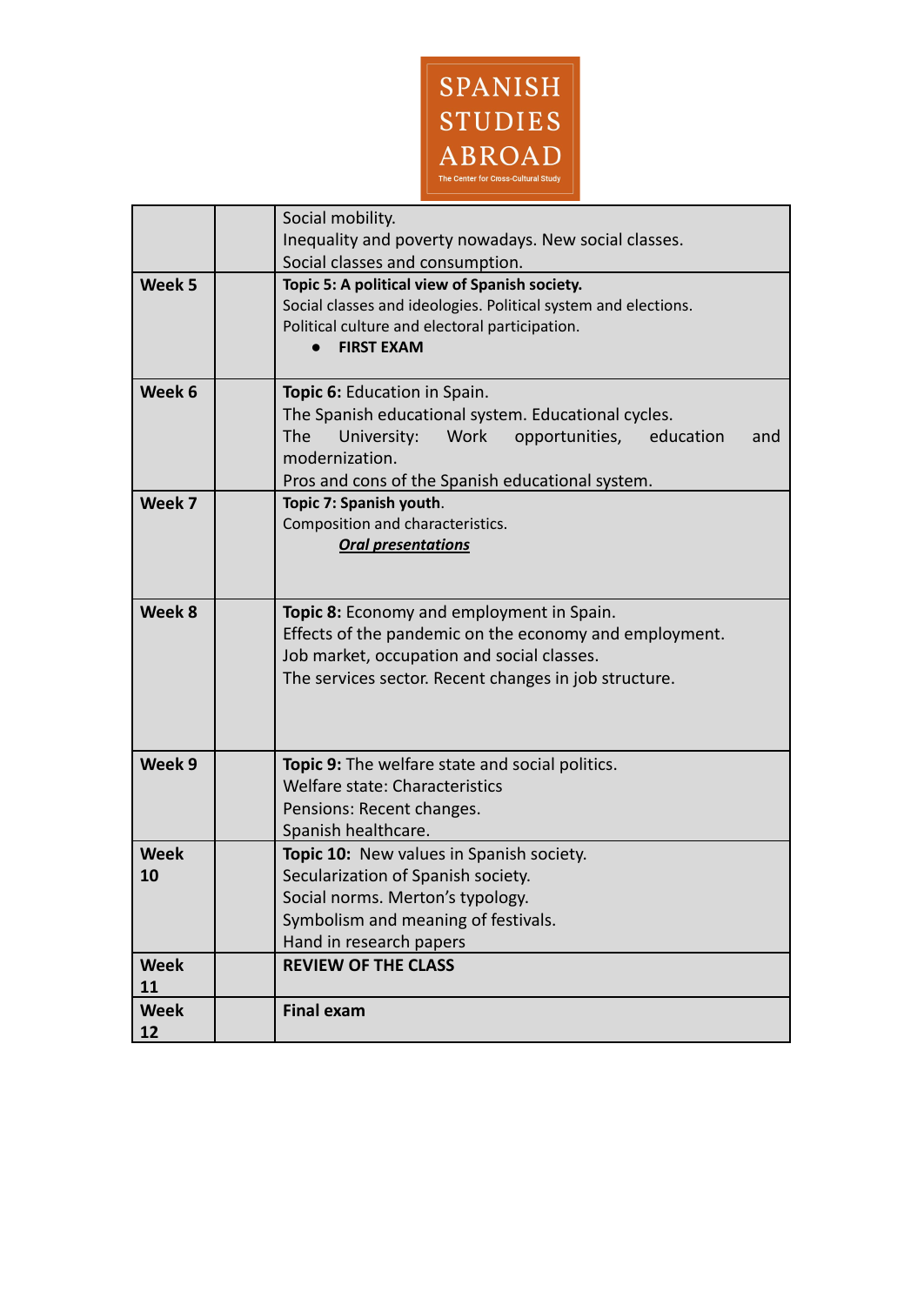| | | |
|---|---|---|
| | | Social mobility.<br>Inequality and poverty nowadays. New social classes.<br>Social classes and consumption. |
| **Week 5** | | **Topic 5: A political view of Spanish society.**<br>Social classes and ideologies. Political system and elections.<br>Political culture and electoral participation.<br>• **FIRST EXAM** |
| **Week 6** | | **Topic 6:** Education in Spain.<br>The Spanish educational system. Educational cycles.<br>The University: Work opportunities, education and modernization.<br>Pros and cons of the Spanish educational system. |
| **Week 7** | | **Topic 7: Spanish youth**.<br>Composition and characteristics.<br>***Oral presentations*** |
| **Week 8** | | **Topic 8:** Economy and employment in Spain.<br>Effects of the pandemic on the economy and employment.<br>Job market, occupation and social classes.<br>The services sector. Recent changes in job structure. |
| **Week 9** | | **Topic 9:** The welfare state and social politics.<br>Welfare state: Characteristics<br>Pensions: Recent changes.<br>Spanish healthcare. |
| **Week 10** | | **Topic 10:** New values in Spanish society.<br>Secularization of Spanish society.<br>Social norms. Merton's typology.<br>Symbolism and meaning of festivals.<br>Hand in research papers |
| **Week 11** | | **REVIEW OF THE CLASS** |
| **Week 12** | | **Final exam** |